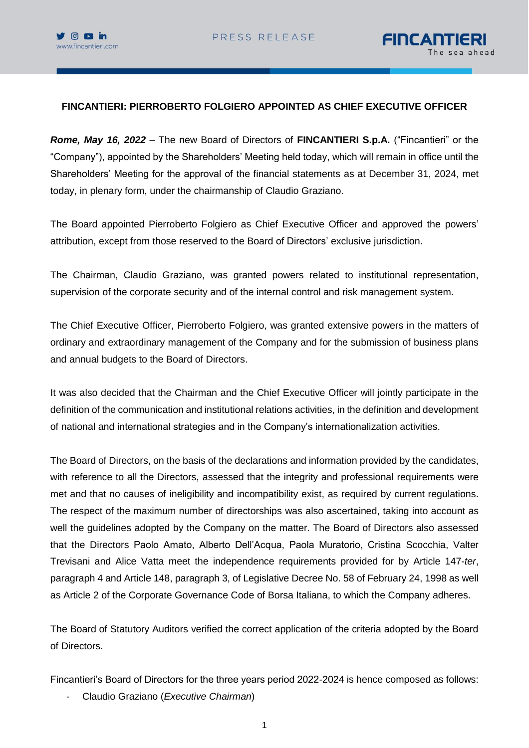# FINCANTIERI: PIERROBERTO FOLGIERO APPOINTED AS CHIEF EXECUTIVE OFFICER

***Rome, May 16, 2022*** – The new Board of Directors of **FINCANTIERI S.p.A.** ("Fincantieri" or the "Company"), appointed by the Shareholders' Meeting held today, which will remain in office until the Shareholders' Meeting for the approval of the financial statements as at December 31, 2024, met today, in plenary form, under the chairmanship of Claudio Graziano.

The Board appointed Pierroberto Folgiero as Chief Executive Officer and approved the powers' attribution, except from those reserved to the Board of Directors' exclusive jurisdiction.

The Chairman, Claudio Graziano, was granted powers related to institutional representation, supervision of the corporate security and of the internal control and risk management system.

The Chief Executive Officer, Pierroberto Folgiero, was granted extensive powers in the matters of ordinary and extraordinary management of the Company and for the submission of business plans and annual budgets to the Board of Directors.

It was also decided that the Chairman and the Chief Executive Officer will jointly participate in the definition of the communication and institutional relations activities, in the definition and development of national and international strategies and in the Company's internationalization activities.

The Board of Directors, on the basis of the declarations and information provided by the candidates, with reference to all the Directors, assessed that the integrity and professional requirements were met and that no causes of ineligibility and incompatibility exist, as required by current regulations. The respect of the maximum number of directorships was also ascertained, taking into account as well the guidelines adopted by the Company on the matter. The Board of Directors also assessed that the Directors Paolo Amato, Alberto Dell'Acqua, Paola Muratorio, Cristina Scocchia, Valter Trevisani and Alice Vatta meet the independence requirements provided for by Article 147-*ter*, paragraph 4 and Article 148, paragraph 3, of Legislative Decree No. 58 of February 24, 1998 as well as Article 2 of the Corporate Governance Code of Borsa Italiana, to which the Company adheres.

The Board of Statutory Auditors verified the correct application of the criteria adopted by the Board of Directors.

Fincantieri's Board of Directors for the three years period 2022-2024 is hence composed as follows:

- Claudio Graziano (*Executive Chairman*)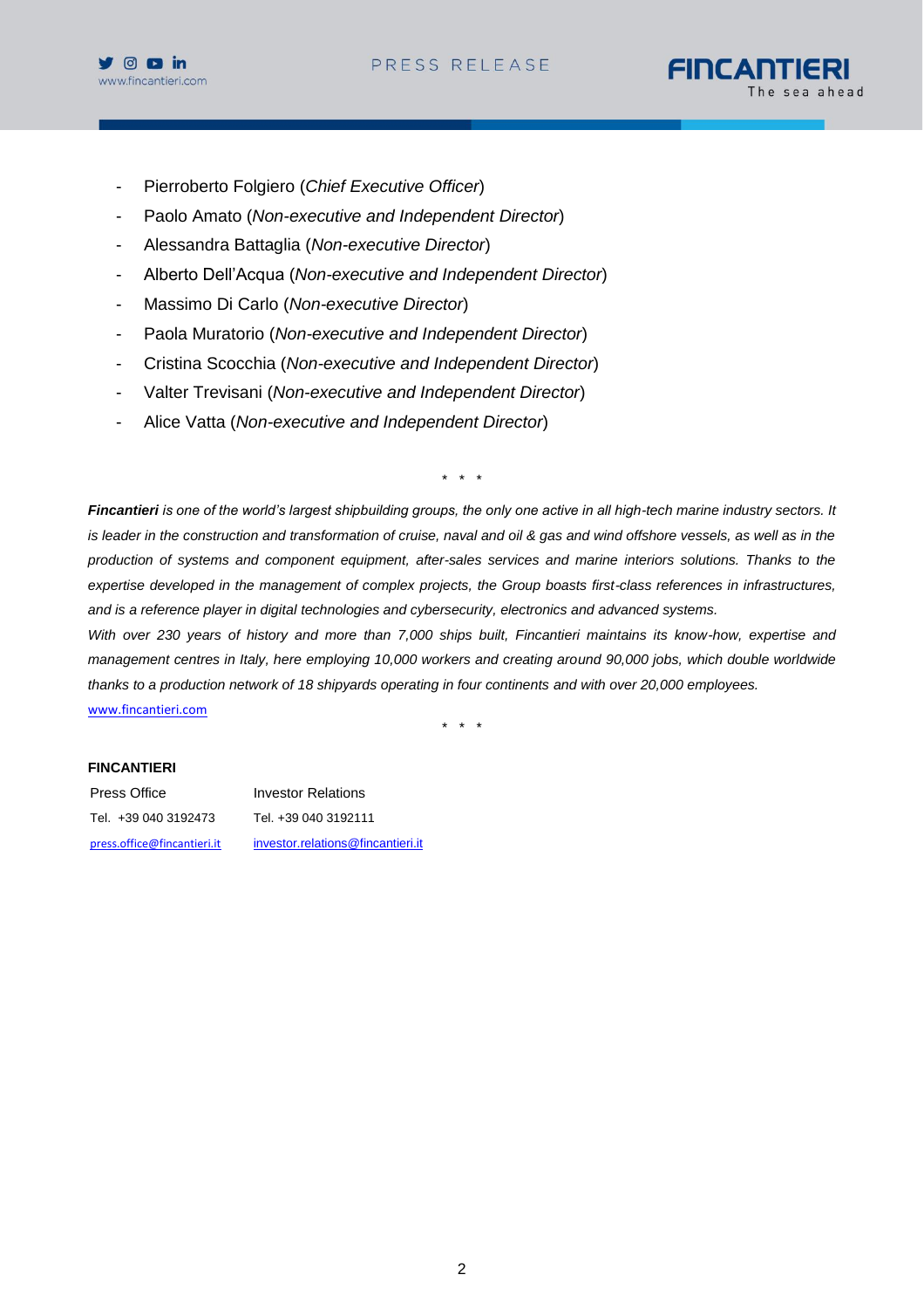- Pierroberto Folgiero (*Chief Executive Officer*)
- Paolo Amato (*Non-executive and Independent Director*)
- Alessandra Battaglia (*Non-executive Director*)
- Alberto Dell'Acqua (*Non-executive and Independent Director*)
- Massimo Di Carlo (*Non-executive Director*)
- Paola Muratorio (*Non-executive and Independent Director*)
- Cristina Scocchia (*Non-executive and Independent Director*)
- Valter Trevisani (*Non-executive and Independent Director*)
- Alice Vatta (*Non-executive and Independent Director*)

\* \* \*

***Fincantieri*** *is one of the world's largest shipbuilding groups, the only one active in all high-tech marine industry sectors. It is leader in the construction and transformation of cruise, naval and oil & gas and wind offshore vessels, as well as in the production of systems and component equipment, after-sales services and marine interiors solutions. Thanks to the expertise developed in the management of complex projects, the Group boasts first-class references in infrastructures, and is a reference player in digital technologies and cybersecurity, electronics and advanced systems.*

*With over 230 years of history and more than 7,000 ships built, Fincantieri maintains its know-how, expertise and management centres in Italy, here employing 10,000 workers and creating around 90,000 jobs, which double worldwide thanks to a production network of 18 shipyards operating in four continents and with over 20,000 employees.*

www.fincantieri.com

\* \* \*

**FINCANTIERI**

| | |
|---|---|
| Press Office | Investor Relations |
| Tel. +39 040 3192473 | Tel. +39 040 3192111 |
| press.office@fincantieri.it | investor.relations@fincantieri.it |